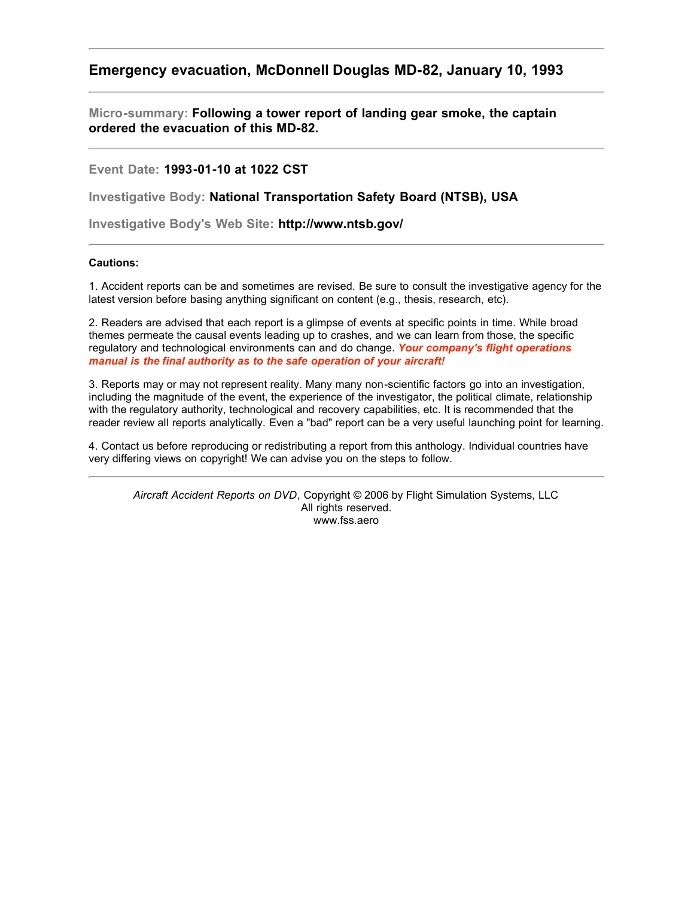## Emergency evacuation, McDonnell Douglas MD-82, January 10, 1993

---

**Micro-summary:** **Following a tower report of landing gear smoke, the captain ordered the evacuation of this MD-82.**

---

**Event Date:** **1993-01-10 at 1022 CST**

**Investigative Body:** **National Transportation Safety Board (NTSB), USA**

**Investigative Body's Web Site:** **http://www.ntsb.gov/**

---

**Cautions:**

1. Accident reports can be and sometimes are revised. Be sure to consult the investigative agency for the latest version before basing anything significant on content (e.g., thesis, research, etc).

2. Readers are advised that each report is a glimpse of events at specific points in time. While broad themes permeate the causal events leading up to crashes, and we can learn from those, the specific regulatory and technological environments can and do change. ***Your company's flight operations manual is the final authority as to the safe operation of your aircraft!***

3. Reports may or may not represent reality. Many many non-scientific factors go into an investigation, including the magnitude of the event, the experience of the investigator, the political climate, relationship with the regulatory authority, technological and recovery capabilities, etc. It is recommended that the reader review all reports analytically. Even a "bad" report can be a very useful launching point for learning.

4. Contact us before reproducing or redistributing a report from this anthology. Individual countries have very differing views on copyright! We can advise you on the steps to follow.

---

*Aircraft Accident Reports on DVD*, Copyright © 2006 by Flight Simulation Systems, LLC
All rights reserved.
www.fss.aero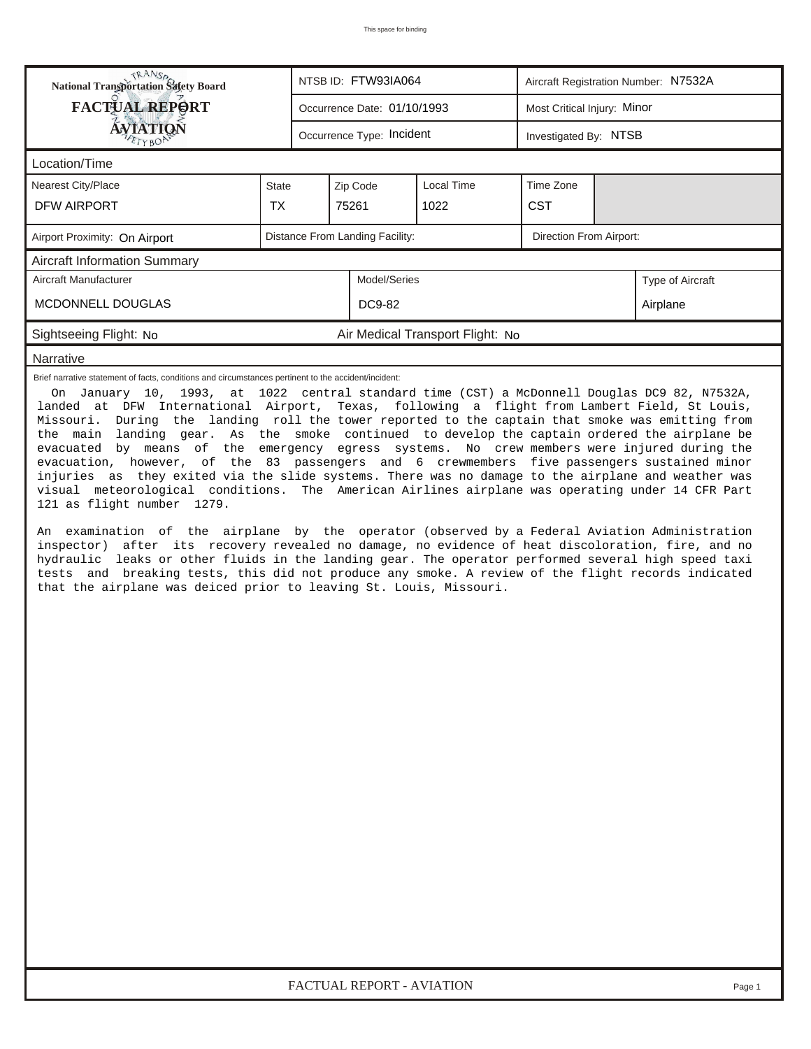This space for binding

| National Transportation Safety Board FACTUAL REPORT AVIATION | NTSB ID: FTW93IA064 | Aircraft Registration Number: N7532A |
|---|---|---|
| | Occurrence Date: 01/10/1993 | Most Critical Injury: Minor |
| | Occurrence Type: Incident | Investigated By: NTSB |

## Location/Time

| Nearest City/Place | State | Zip Code | Local Time | Time Zone |
|---|---|---|---|---|
| DFW AIRPORT | TX | 75261 | 1022 | CST |

| Airport Proximity: On Airport | Distance From Landing Facility: | Direction From Airport: |
|---|---|---|

## Aircraft Information Summary

| Aircraft Manufacturer | Model/Series | Type of Aircraft |
|---|---|---|
| MCDONNELL DOUGLAS | DC9-82 | Airplane |

Sightseeing Flight: No    Air Medical Transport Flight: No

## Narrative

Brief narrative statement of facts, conditions and circumstances pertinent to the accident/incident:

On January 10, 1993, at 1022 central standard time (CST) a McDonnell Douglas DC9 82, N7532A, landed at DFW International Airport, Texas, following a flight from Lambert Field, St Louis, Missouri. During the landing roll the tower reported to the captain that smoke was emitting from the main landing gear. As the smoke continued to develop the captain ordered the airplane be evacuated by means of the emergency egress systems. No crew members were injured during the evacuation, however, of the 83 passengers and 6 crewmembers five passengers sustained minor injuries as they exited via the slide systems. There was no damage to the airplane and weather was visual meteorological conditions. The American Airlines airplane was operating under 14 CFR Part 121 as flight number 1279.

An examination of the airplane by the operator (observed by a Federal Aviation Administration inspector) after its recovery revealed no damage, no evidence of heat discoloration, fire, and no hydraulic leaks or other fluids in the landing gear. The operator performed several high speed taxi tests and breaking tests, this did not produce any smoke. A review of the flight records indicated that the airplane was deiced prior to leaving St. Louis, Missouri.

FACTUAL REPORT - AVIATION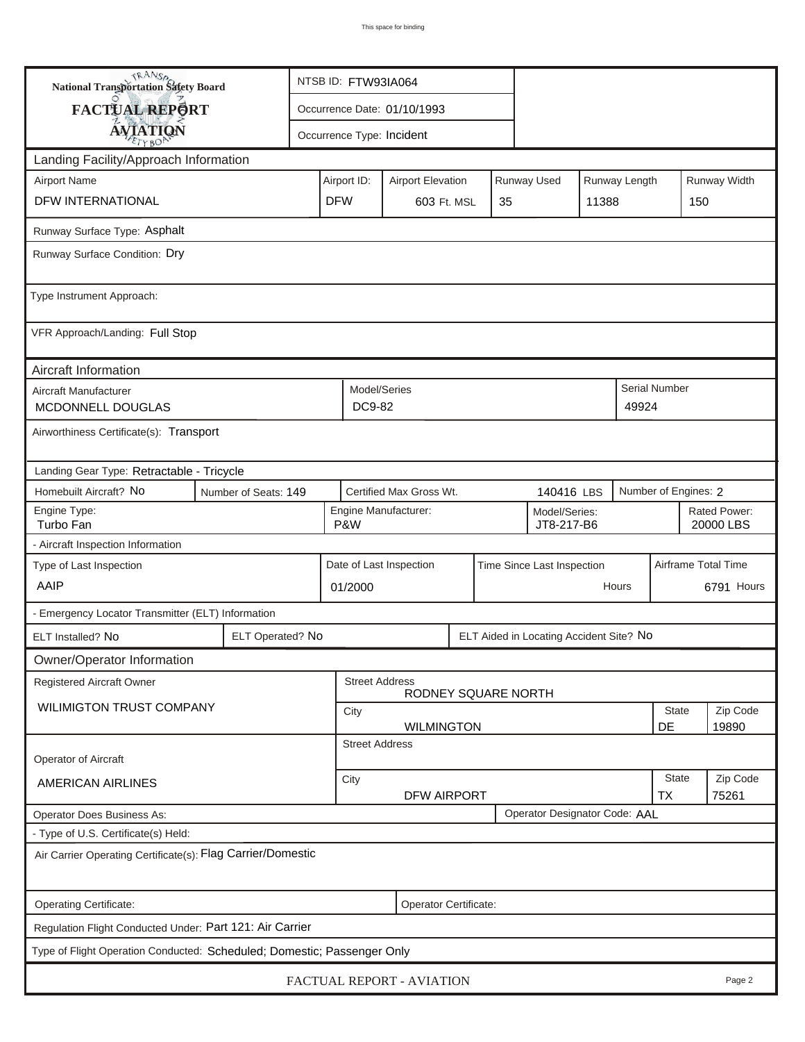This space for binding

**National Transportation Safety Board**

**FACTUAL REPORT**

**AVIATION**

| NTSB ID: FTW93IA064 |
| --- |
| Occurrence Date: 01/10/1993 |
| Occurrence Type: Incident |

## Landing Facility/Approach Information

| Airport Name | Airport ID: | Airport Elevation | Runway Used | Runway Length | Runway Width |
| --- | --- | --- | --- | --- | --- |
| DFW INTERNATIONAL | DFW | 603 Ft. MSL | 35 | 11388 | 150 |

Runway Surface Type: Asphalt

Runway Surface Condition: Dry

Type Instrument Approach:

VFR Approach/Landing: Full Stop

## Aircraft Information

| Aircraft Manufacturer | Model/Series | Serial Number |
| --- | --- | --- |
| MCDONNELL DOUGLAS | DC9-82 | 49924 |

Airworthiness Certificate(s): Transport

Landing Gear Type: Retractable - Tricycle

| Homebuilt Aircraft? No | Number of Seats: 149 | Certified Max Gross Wt. 140416 LBS | Number of Engines: 2 |
| --- | --- | --- | --- |

| Engine Type: | Engine Manufacturer: | Model/Series: | Rated Power: |
| --- | --- | --- | --- |
| Turbo Fan | P&W | JT8-217-B6 | 20000 LBS |

- Aircraft Inspection Information

| Type of Last Inspection | Date of Last Inspection | Time Since Last Inspection | Airframe Total Time |
| --- | --- | --- | --- |
| AAIP | 01/2000 | Hours | 6791 Hours |

- Emergency Locator Transmitter (ELT) Information

| ELT Installed? No | ELT Operated? No | ELT Aided in Locating Accident Site? No |
| --- | --- | --- |

## Owner/Operator Information

| Registered Aircraft Owner | Street Address | | |
| --- | --- | --- | --- |
| WILIMIGTON TRUST COMPANY | RODNEY SQUARE NORTH | | |
| | City | State | Zip Code |
| | WILMINGTON | DE | 19890 |

| Operator of Aircraft | Street Address | | |
| --- | --- | --- | --- |
| AMERICAN AIRLINES | City | State | Zip Code |
| | DFW AIRPORT | TX | 75261 |

Operator Does Business As: | Operator Designator Code: AAL

- Type of U.S. Certificate(s) Held:

Air Carrier Operating Certificate(s): Flag Carrier/Domestic

Operating Certificate: | Operator Certificate:

Regulation Flight Conducted Under: Part 121: Air Carrier

Type of Flight Operation Conducted: Scheduled; Domestic; Passenger Only

FACTUAL REPORT - AVIATION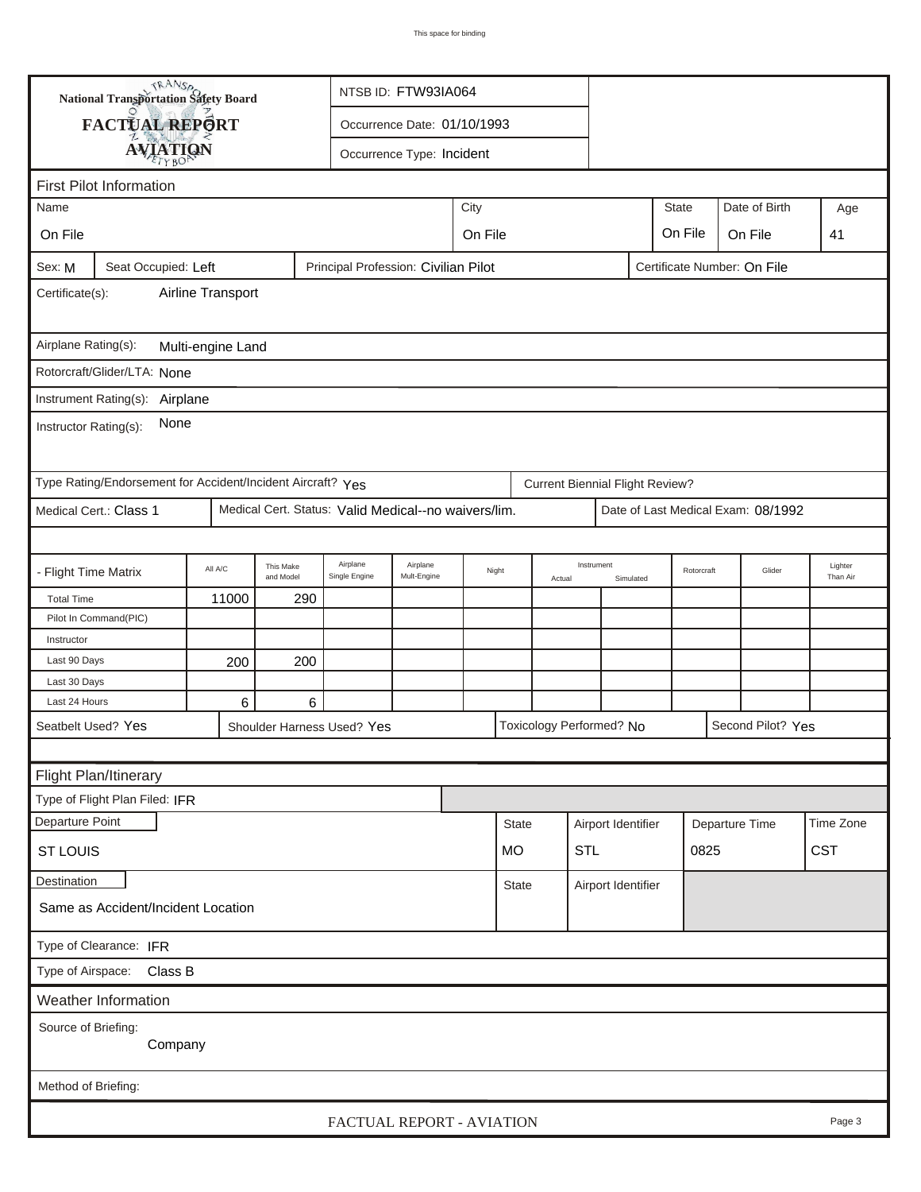National Transportation Safety Board

# FACTUAL REPORT
## AVIATION

NTSB ID: FTW93IA064

Occurrence Date: 01/10/1993

Occurrence Type: Incident

## First Pilot Information

| Name | City | State | Date of Birth | Age |
|---|---|---|---|---|
| On File | On File | On File | On File | 41 |

Sex: M | Seat Occupied: Left | Principal Profession: Civilian Pilot | Certificate Number: On File

Certificate(s): Airline Transport

Airplane Rating(s): Multi-engine Land

Rotorcraft/Glider/LTA: None

Instrument Rating(s): Airplane

Instructor Rating(s): None

Type Rating/Endorsement for Accident/Incident Aircraft? Yes | Current Biennial Flight Review?

Medical Cert.: Class 1 | Medical Cert. Status: Valid Medical--no waivers/lim. | Date of Last Medical Exam: 08/1992

| - Flight Time Matrix | All A/C | This Make and Model | Airplane Single Engine | Airplane Mult-Engine | Night | Instrument Actual | Instrument Simulated | Rotorcraft | Glider | Lighter Than Air |
|---|---|---|---|---|---|---|---|---|---|---|
| Total Time | 11000 | 290 | | | | | | | | |
| Pilot In Command(PIC) | | | | | | | | | | |
| Instructor | | | | | | | | | | |
| Last 90 Days | 200 | 200 | | | | | | | | |
| Last 30 Days | | | | | | | | | | |
| Last 24 Hours | 6 | 6 | | | | | | | | |

Seatbelt Used? Yes | Shoulder Harness Used? Yes | Toxicology Performed? No | Second Pilot? Yes

## Flight Plan/Itinerary

Type of Flight Plan Filed: IFR

| Departure Point | State | Airport Identifier | Departure Time | Time Zone |
|---|---|---|---|---|
| ST LOUIS | MO | STL | 0825 | CST |

| Destination | State | Airport Identifier |
|---|---|---|
| Same as Accident/Incident Location | | |

Type of Clearance: IFR

Type of Airspace: Class B

## Weather Information

Source of Briefing: Company

Method of Briefing: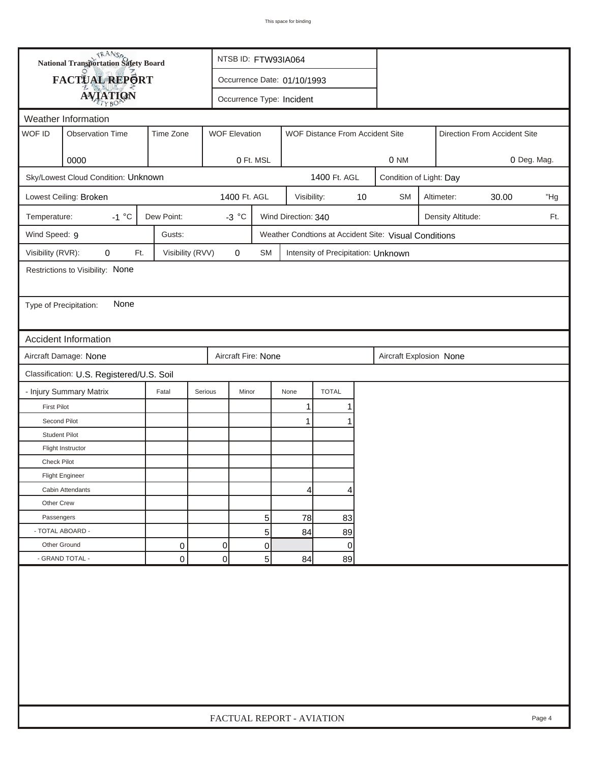"This space for binding" omitted? It's a header-like element; omit.

**National Transportation Safety Board**

**FACTUAL REPORT**

**AVIATION**

NTSB ID: FTW93IA064

Occurrence Date: 01/10/1993

Occurrence Type: Incident

## Weather Information

| WOF ID | Observation Time | Time Zone | WOF Elevation | WOF Distance From Accident Site | Direction From Accident Site |
|---|---|---|---|---|---|
| | 0000 | | 0 Ft. MSL | 0 NM | 0 Deg. Mag. |

Sky/Lowest Cloud Condition: Unknown 1400 Ft. AGL

Condition of Light: Day

Lowest Ceiling: Broken 1400 Ft. AGL

Visibility: 10 SM

Altimeter: 30.00 "Hg

Temperature: -1 °C

Dew Point: -3 °C

Wind Direction: 340

Density Altitude: Ft.

Wind Speed: 9

Gusts:

Weather Condtions at Accident Site: Visual Conditions

Visibility (RVR): 0 Ft.

Visibility (RVV) 0 SM

Intensity of Precipitation: Unknown

Restrictions to Visibility: None

Type of Precipitation: None

## Accident Information

Aircraft Damage: None

Aircraft Fire: None

Aircraft Explosion None

Classification: U.S. Registered/U.S. Soil

| - Injury Summary Matrix | Fatal | Serious | Minor | None | TOTAL |
|---|---|---|---|---|---|
| First Pilot | | | | 1 | 1 |
| Second Pilot | | | | 1 | 1 |
| Student Pilot | | | | | |
| Flight Instructor | | | | | |
| Check Pilot | | | | | |
| Flight Engineer | | | | | |
| Cabin Attendants | | | | 4 | 4 |
| Other Crew | | | | | |
| Passengers | | | 5 | 78 | 83 |
| - TOTAL ABOARD - | | | 5 | 84 | 89 |
| Other Ground | 0 | 0 | 0 | | 0 |
| - GRAND TOTAL - | 0 | 0 | 5 | 84 | 89 |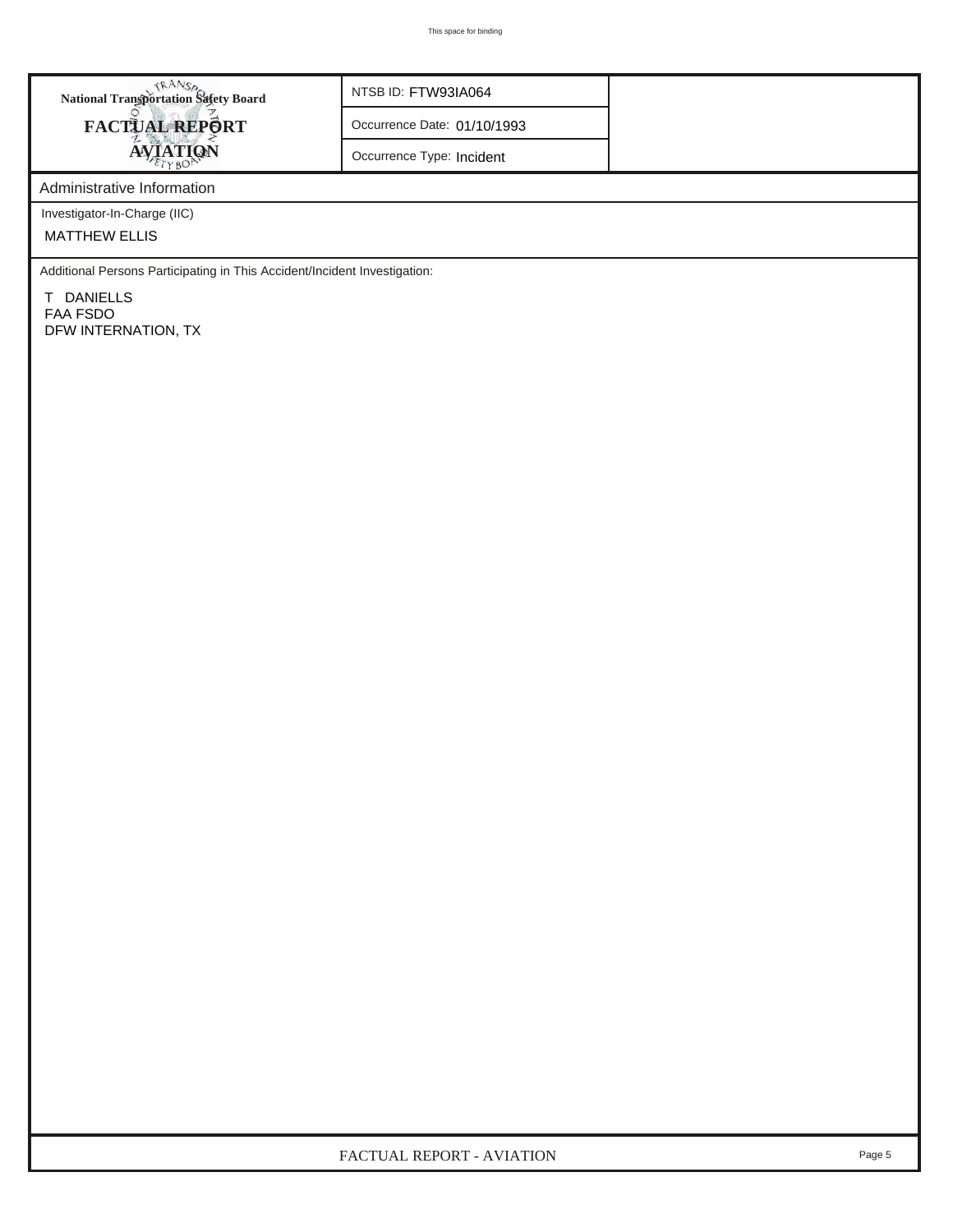National Transportation Safety Board

**FACTUAL REPORT**

**AVIATION**

| | |
|---|---|
| NTSB ID: FTW93IA064 | |
| Occurrence Date: 01/10/1993 | |
| Occurrence Type: Incident | |

## Administrative Information

Investigator-In-Charge (IIC)

MATTHEW ELLIS

Additional Persons Participating in This Accident/Incident Investigation:

T DANIELLS
FAA FSDO
DFW INTERNATION, TX